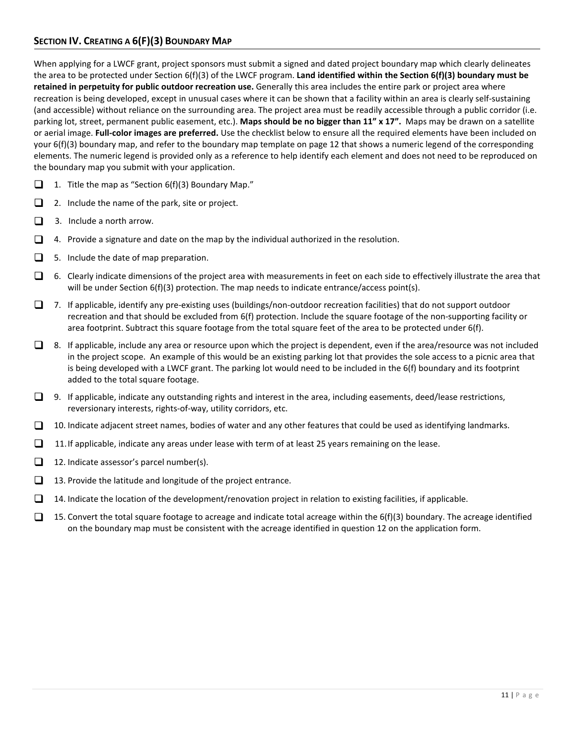## Section IV. Creating a 6(f)(3) Boundary Map

When applying for a LWCF grant, project sponsors must submit a signed and dated project boundary map which clearly delineates the area to be protected under Section 6(f)(3) of the LWCF program. **Land identified within the Section 6(f)(3) boundary must be retained in perpetuity for public outdoor recreation use.** Generally this area includes the entire park or project area where recreation is being developed, except in unusual cases where it can be shown that a facility within an area is clearly self-sustaining (and accessible) without reliance on the surrounding area. The project area must be readily accessible through a public corridor (i.e. parking lot, street, permanent public easement, etc.). **Maps should be no bigger than 11" x 17".** Maps may be drawn on a satellite or aerial image. **Full-color images are preferred.** Use the checklist below to ensure all the required elements have been included on your 6(f)(3) boundary map, and refer to the boundary map template on page 12 that shows a numeric legend of the corresponding elements. The numeric legend is provided only as a reference to help identify each element and does not need to be reproduced on the boundary map you submit with your application.

- ❑ 1. Title the map as "Section 6(f)(3) Boundary Map."
- ❑ 2. Include the name of the park, site or project.
- ❑ 3. Include a north arrow.
- ❑ 4. Provide a signature and date on the map by the individual authorized in the resolution.
- ❑ 5. Include the date of map preparation.
- ❑ 6. Clearly indicate dimensions of the project area with measurements in feet on each side to effectively illustrate the area that will be under Section 6(f)(3) protection. The map needs to indicate entrance/access point(s).
- ❑ 7. If applicable, identify any pre-existing uses (buildings/non-outdoor recreation facilities) that do not support outdoor recreation and that should be excluded from 6(f) protection. Include the square footage of the non-supporting facility or area footprint. Subtract this square footage from the total square feet of the area to be protected under 6(f).
- ❑ 8. If applicable, include any area or resource upon which the project is dependent, even if the area/resource was not included in the project scope. An example of this would be an existing parking lot that provides the sole access to a picnic area that is being developed with a LWCF grant. The parking lot would need to be included in the 6(f) boundary and its footprint added to the total square footage.
- ❑ 9. If applicable, indicate any outstanding rights and interest in the area, including easements, deed/lease restrictions, reversionary interests, rights-of-way, utility corridors, etc.
- ❑ 10. Indicate adjacent street names, bodies of water and any other features that could be used as identifying landmarks.
- ❑ 11. If applicable, indicate any areas under lease with term of at least 25 years remaining on the lease.
- ❑ 12. Indicate assessor's parcel number(s).
- ❑ 13. Provide the latitude and longitude of the project entrance.
- ❑ 14. Indicate the location of the development/renovation project in relation to existing facilities, if applicable.
- ❑ 15. Convert the total square footage to acreage and indicate total acreage within the 6(f)(3) boundary. The acreage identified on the boundary map must be consistent with the acreage identified in question 12 on the application form.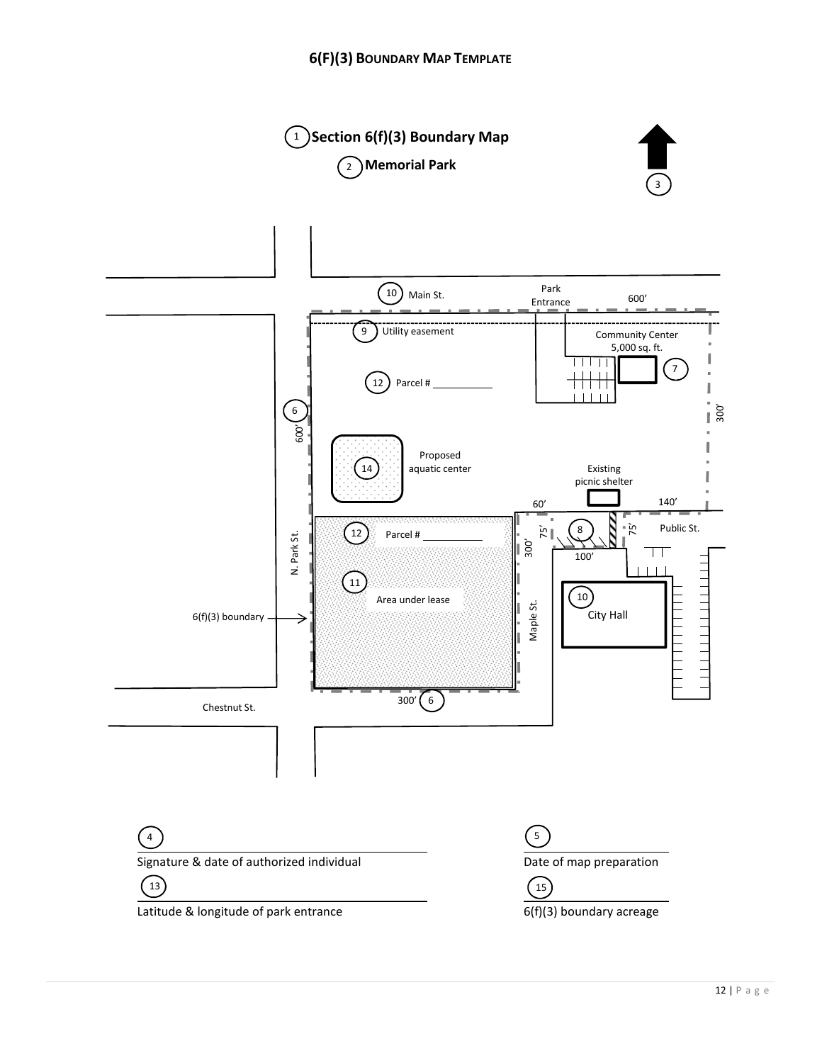## 6(F)(3) BOUNDARY MAP TEMPLATE

1 **Section 6(f)(3) Boundary Map**

2 **Memorial Park**

3

10 Main St.

Park Entrance

600'

9 Utility easement

Community Center 5,000 sq. ft.

7

12 Parcel # ___________

6

600'

300'

14 Proposed aquatic center

Existing picnic shelter

60'

140'

75'

8

75'

Public St.

12 Parcel # ___________

300'

100'

N. Park St.

11

Area under lease

10 City Hall

Maple St.

6(f)(3) boundary

300' 6

Chestnut St.

4 ______________________________
Signature & date of authorized individual

5 ______________________________
Date of map preparation

13 ______________________________
Latitude & longitude of park entrance

15 ______________________________
6(f)(3) boundary acreage